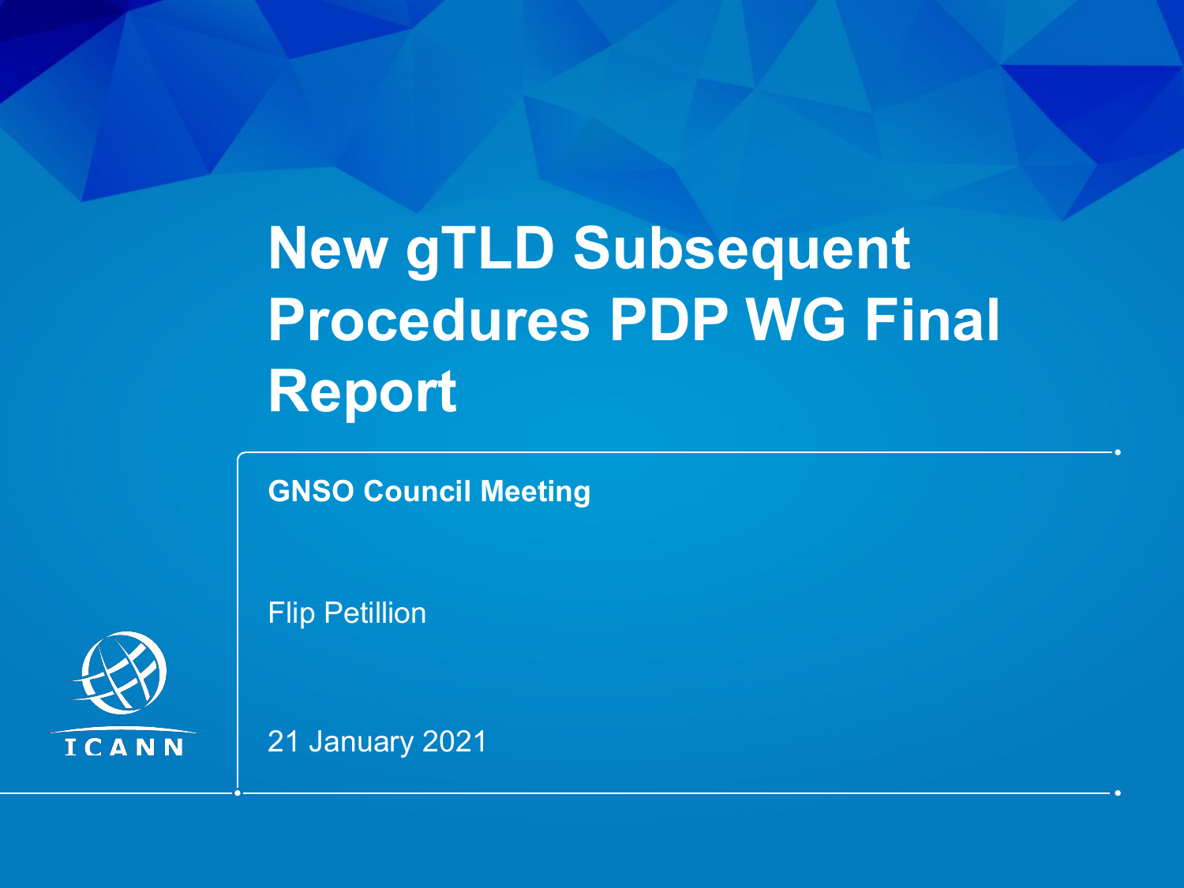# New gTLD Subsequent Procedures PDP WG Final Report

**GNSO Council Meeting**

Flip Petillion

21 January 2021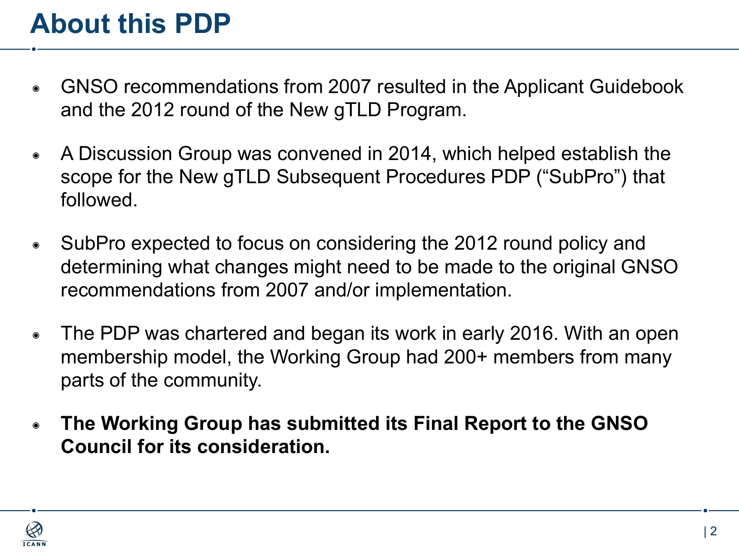# About this PDP

- GNSO recommendations from 2007 resulted in the Applicant Guidebook and the 2012 round of the New gTLD Program.
- A Discussion Group was convened in 2014, which helped establish the scope for the New gTLD Subsequent Procedures PDP ("SubPro") that followed.
- SubPro expected to focus on considering the 2012 round policy and determining what changes might need to be made to the original GNSO recommendations from 2007 and/or implementation.
- The PDP was chartered and began its work in early 2016. With an open membership model, the Working Group had 200+ members from many parts of the community.
- **The Working Group has submitted its Final Report to the GNSO Council for its consideration.**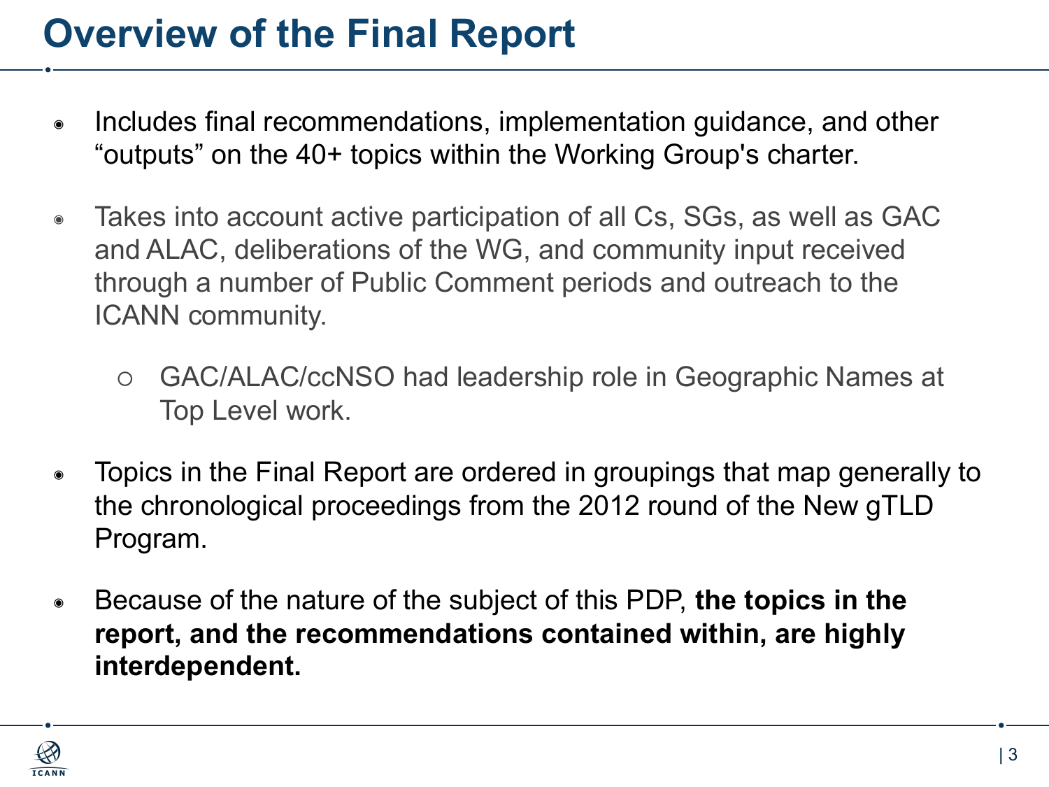# Overview of the Final Report

- Includes final recommendations, implementation guidance, and other "outputs" on the 40+ topics within the Working Group's charter.
- Takes into account active participation of all Cs, SGs, as well as GAC and ALAC, deliberations of the WG, and community input received through a number of Public Comment periods and outreach to the ICANN community.
  - GAC/ALAC/ccNSO had leadership role in Geographic Names at Top Level work.
- Topics in the Final Report are ordered in groupings that map generally to the chronological proceedings from the 2012 round of the New gTLD Program.
- Because of the nature of the subject of this PDP, **the topics in the report, and the recommendations contained within, are highly interdependent.**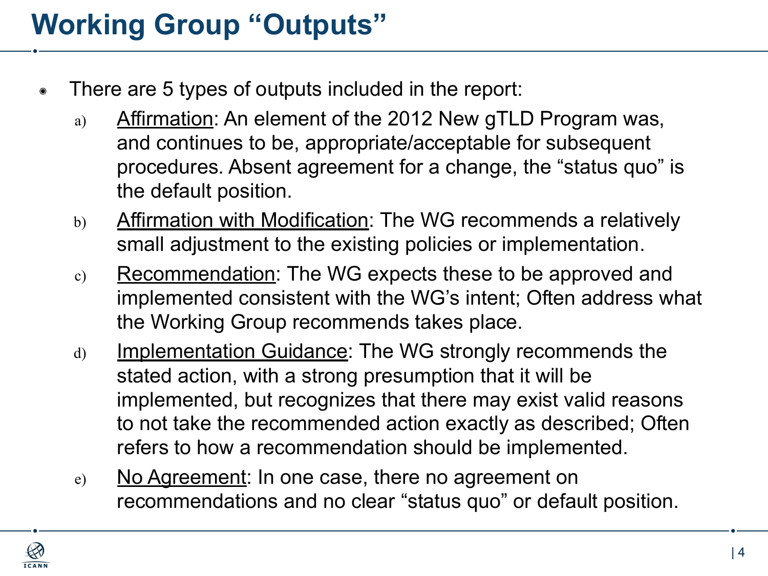# Working Group "Outputs"

- There are 5 types of outputs included in the report:
  a) Affirmation: An element of the 2012 New gTLD Program was, and continues to be, appropriate/acceptable for subsequent procedures. Absent agreement for a change, the "status quo" is the default position.
  b) Affirmation with Modification: The WG recommends a relatively small adjustment to the existing policies or implementation.
  c) Recommendation: The WG expects these to be approved and implemented consistent with the WG's intent; Often address what the Working Group recommends takes place.
  d) Implementation Guidance: The WG strongly recommends the stated action, with a strong presumption that it will be implemented, but recognizes that there may exist valid reasons to not take the recommended action exactly as described; Often refers to how a recommendation should be implemented.
  e) No Agreement: In one case, there no agreement on recommendations and no clear "status quo" or default position.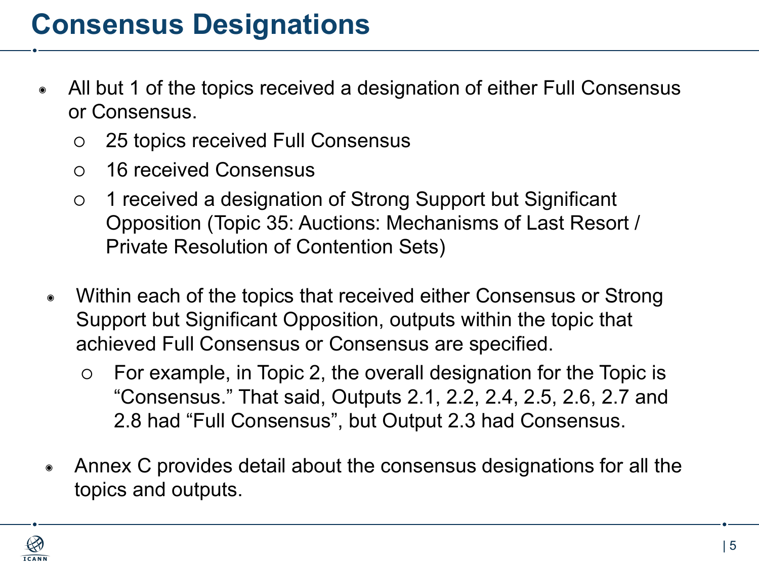# Consensus Designations

- All but 1 of the topics received a designation of either Full Consensus or Consensus.
  - 25 topics received Full Consensus
  - 16 received Consensus
  - 1 received a designation of Strong Support but Significant Opposition (Topic 35: Auctions: Mechanisms of Last Resort / Private Resolution of Contention Sets)

- Within each of the topics that received either Consensus or Strong Support but Significant Opposition, outputs within the topic that achieved Full Consensus or Consensus are specified.
  - For example, in Topic 2, the overall designation for the Topic is "Consensus." That said, Outputs 2.1, 2.2, 2.4, 2.5, 2.6, 2.7 and 2.8 had "Full Consensus", but Output 2.3 had Consensus.

- Annex C provides detail about the consensus designations for all the topics and outputs.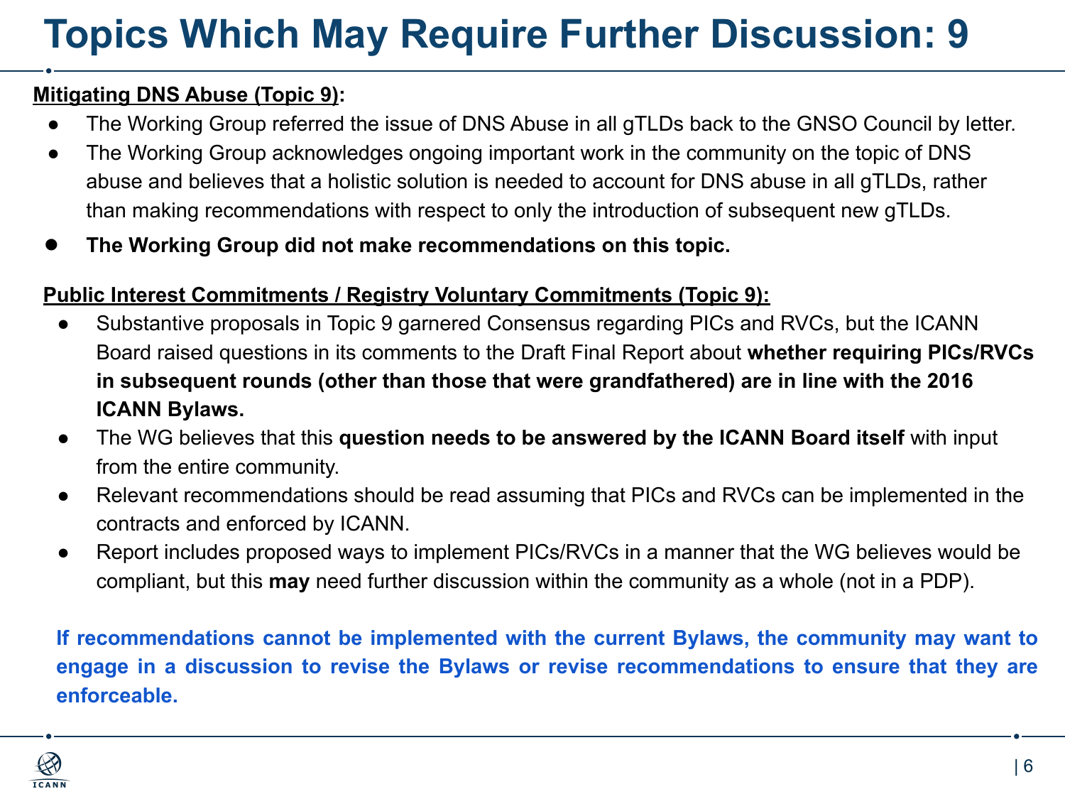# Topics Which May Require Further Discussion: 9

**Mitigating DNS Abuse (Topic 9):**

- The Working Group referred the issue of DNS Abuse in all gTLDs back to the GNSO Council by letter.
- The Working Group acknowledges ongoing important work in the community on the topic of DNS abuse and believes that a holistic solution is needed to account for DNS abuse in all gTLDs, rather than making recommendations with respect to only the introduction of subsequent new gTLDs.
- **The Working Group did not make recommendations on this topic.**

**Public Interest Commitments / Registry Voluntary Commitments (Topic 9):**

- Substantive proposals in Topic 9 garnered Consensus regarding PICs and RVCs, but the ICANN Board raised questions in its comments to the Draft Final Report about **whether requiring PICs/RVCs in subsequent rounds (other than those that were grandfathered) are in line with the 2016 ICANN Bylaws.**
- The WG believes that this **question needs to be answered by the ICANN Board itself** with input from the entire community.
- Relevant recommendations should be read assuming that PICs and RVCs can be implemented in the contracts and enforced by ICANN.
- Report includes proposed ways to implement PICs/RVCs in a manner that the WG believes would be compliant, but this **may** need further discussion within the community as a whole (not in a PDP).

**If recommendations cannot be implemented with the current Bylaws, the community may want to engage in a discussion to revise the Bylaws or revise recommendations to ensure that they are enforceable.**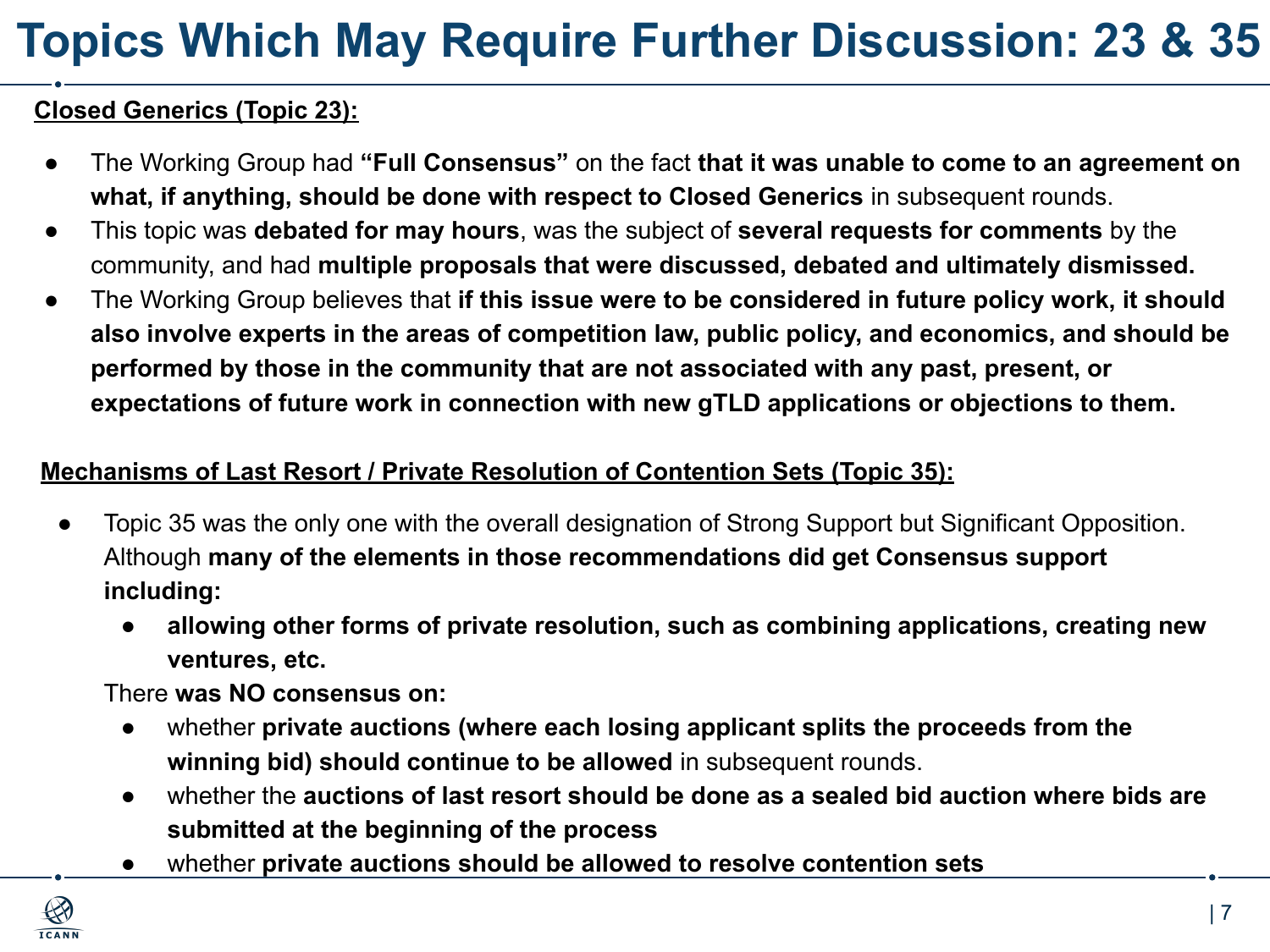# Topics Which May Require Further Discussion: 23 & 35

**Closed Generics (Topic 23):**

- The Working Group had **"Full Consensus"** on the fact **that it was unable to come to an agreement on what, if anything, should be done with respect to Closed Generics** in subsequent rounds.
- This topic was **debated for may hours**, was the subject of **several requests for comments** by the community, and had **multiple proposals that were discussed, debated and ultimately dismissed.**
- The Working Group believes that **if this issue were to be considered in future policy work, it should also involve experts in the areas of competition law, public policy, and economics, and should be performed by those in the community that are not associated with any past, present, or expectations of future work in connection with new gTLD applications or objections to them.**

**Mechanisms of Last Resort / Private Resolution of Contention Sets (Topic 35):**

- Topic 35 was the only one with the overall designation of Strong Support but Significant Opposition. Although **many of the elements in those recommendations did get Consensus support including:**
  - **allowing other forms of private resolution, such as combining applications, creating new ventures, etc.**

  There **was NO consensus on:**
  - whether **private auctions (where each losing applicant splits the proceeds from the winning bid) should continue to be allowed** in subsequent rounds.
  - whether the **auctions of last resort should be done as a sealed bid auction where bids are submitted at the beginning of the process**
  - whether **private auctions should be allowed to resolve contention sets**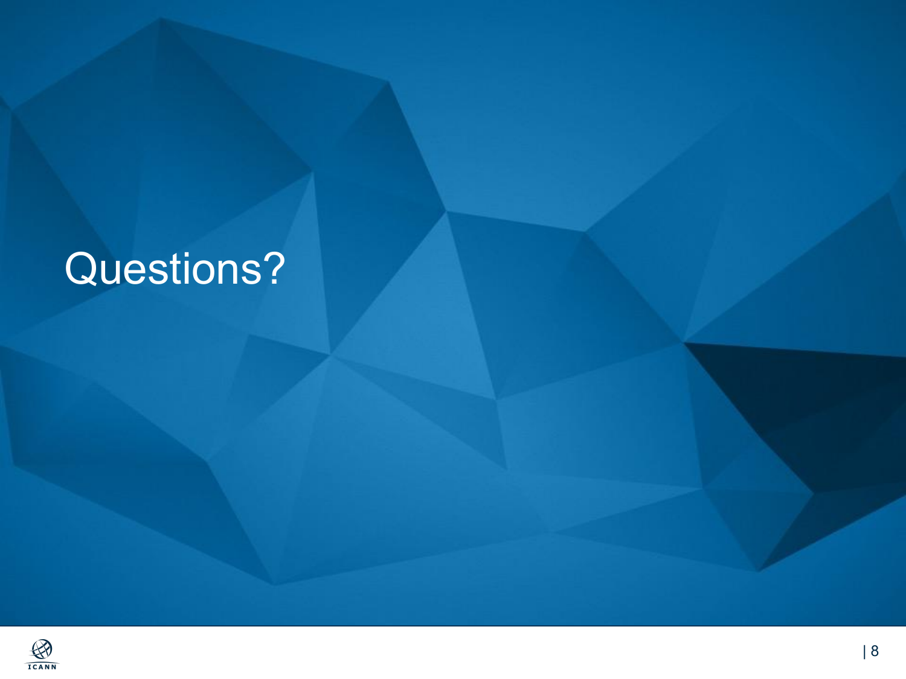# Questions?